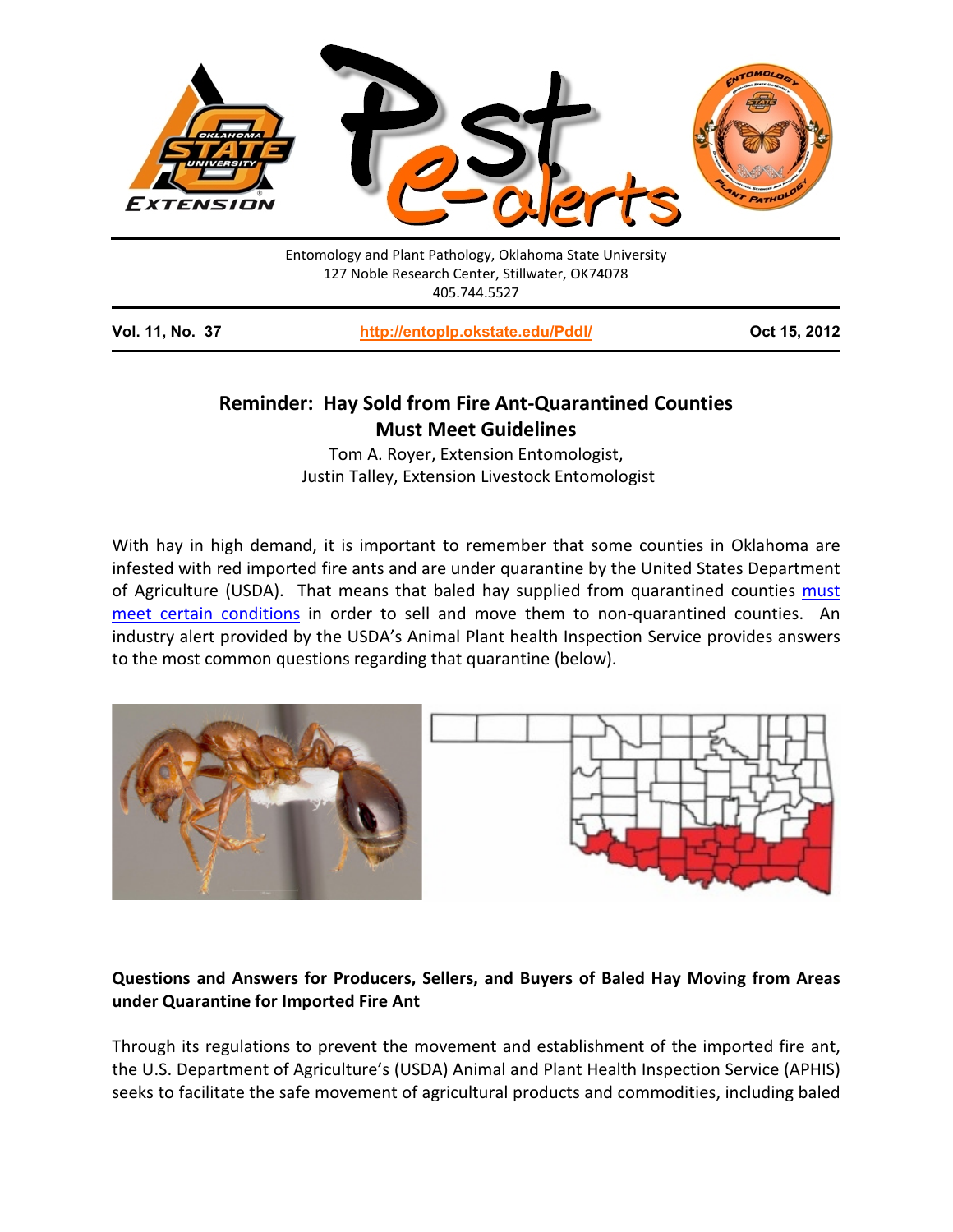Entomology and Plant Pathology, Oklahoma State University
127 Noble Research Center, Stillwater, OK74078
405.744.5527

**Vol. 11, No. 37** | **http://entoplp.okstate.edu/Pddl/** | **Oct 15, 2012**

## Reminder: Hay Sold from Fire Ant-Quarantined Counties Must Meet Guidelines

Tom A. Royer, Extension Entomologist,
Justin Talley, Extension Livestock Entomologist

With hay in high demand, it is important to remember that some counties in Oklahoma are infested with red imported fire ants and are under quarantine by the United States Department of Agriculture (USDA). That means that baled hay supplied from quarantined counties must meet certain conditions in order to sell and move them to non-quarantined counties. An industry alert provided by the USDA's Animal Plant health Inspection Service provides answers to the most common questions regarding that quarantine (below).

### Questions and Answers for Producers, Sellers, and Buyers of Baled Hay Moving from Areas under Quarantine for Imported Fire Ant

Through its regulations to prevent the movement and establishment of the imported fire ant, the U.S. Department of Agriculture's (USDA) Animal and Plant Health Inspection Service (APHIS) seeks to facilitate the safe movement of agricultural products and commodities, including baled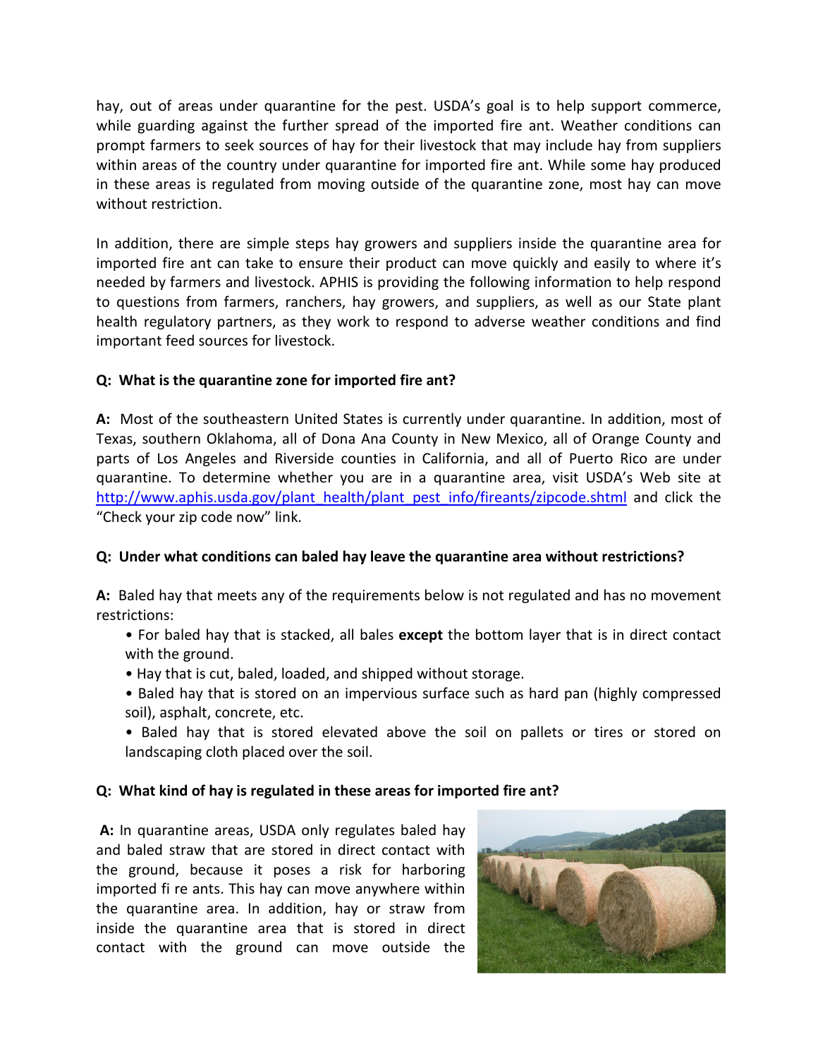hay, out of areas under quarantine for the pest. USDA's goal is to help support commerce, while guarding against the further spread of the imported fire ant. Weather conditions can prompt farmers to seek sources of hay for their livestock that may include hay from suppliers within areas of the country under quarantine for imported fire ant. While some hay produced in these areas is regulated from moving outside of the quarantine zone, most hay can move without restriction.

In addition, there are simple steps hay growers and suppliers inside the quarantine area for imported fire ant can take to ensure their product can move quickly and easily to where it's needed by farmers and livestock. APHIS is providing the following information to help respond to questions from farmers, ranchers, hay growers, and suppliers, as well as our State plant health regulatory partners, as they work to respond to adverse weather conditions and find important feed sources for livestock.

**Q: What is the quarantine zone for imported fire ant?**

**A:** Most of the southeastern United States is currently under quarantine. In addition, most of Texas, southern Oklahoma, all of Dona Ana County in New Mexico, all of Orange County and parts of Los Angeles and Riverside counties in California, and all of Puerto Rico are under quarantine. To determine whether you are in a quarantine area, visit USDA's Web site at http://www.aphis.usda.gov/plant_health/plant_pest_info/fireants/zipcode.shtml and click the "Check your zip code now" link.

**Q: Under what conditions can baled hay leave the quarantine area without restrictions?**

**A:** Baled hay that meets any of the requirements below is not regulated and has no movement restrictions:

- For baled hay that is stacked, all bales **except** the bottom layer that is in direct contact with the ground.
- Hay that is cut, baled, loaded, and shipped without storage.
- Baled hay that is stored on an impervious surface such as hard pan (highly compressed soil), asphalt, concrete, etc.
- Baled hay that is stored elevated above the soil on pallets or tires or stored on landscaping cloth placed over the soil.

**Q: What kind of hay is regulated in these areas for imported fire ant?**

**A:** In quarantine areas, USDA only regulates baled hay and baled straw that are stored in direct contact with the ground, because it poses a risk for harboring imported fi re ants. This hay can move anywhere within the quarantine area. In addition, hay or straw from inside the quarantine area that is stored in direct contact with the ground can move outside the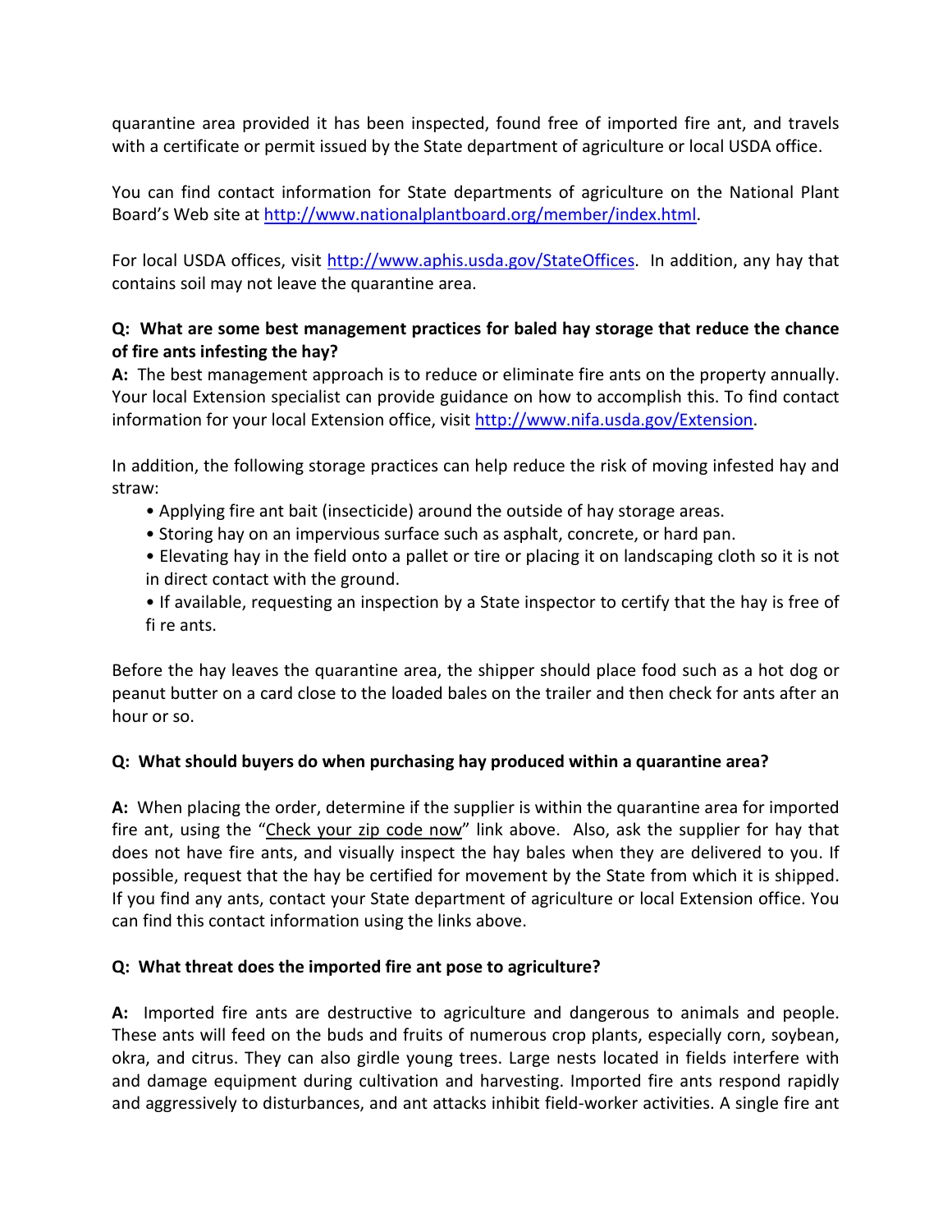quarantine area provided it has been inspected, found free of imported fire ant, and travels with a certificate or permit issued by the State department of agriculture or local USDA office.

You can find contact information for State departments of agriculture on the National Plant Board's Web site at http://www.nationalplantboard.org/member/index.html.

For local USDA offices, visit http://www.aphis.usda.gov/StateOffices. In addition, any hay that contains soil may not leave the quarantine area.

**Q: What are some best management practices for baled hay storage that reduce the chance of fire ants infesting the hay?**

**A:** The best management approach is to reduce or eliminate fire ants on the property annually. Your local Extension specialist can provide guidance on how to accomplish this. To find contact information for your local Extension office, visit http://www.nifa.usda.gov/Extension.

In addition, the following storage practices can help reduce the risk of moving infested hay and straw:

- Applying fire ant bait (insecticide) around the outside of hay storage areas.
- Storing hay on an impervious surface such as asphalt, concrete, or hard pan.
- Elevating hay in the field onto a pallet or tire or placing it on landscaping cloth so it is not in direct contact with the ground.
- If available, requesting an inspection by a State inspector to certify that the hay is free of fi re ants.

Before the hay leaves the quarantine area, the shipper should place food such as a hot dog or peanut butter on a card close to the loaded bales on the trailer and then check for ants after an hour or so.

**Q: What should buyers do when purchasing hay produced within a quarantine area?**

**A:** When placing the order, determine if the supplier is within the quarantine area for imported fire ant, using the "Check your zip code now" link above. Also, ask the supplier for hay that does not have fire ants, and visually inspect the hay bales when they are delivered to you. If possible, request that the hay be certified for movement by the State from which it is shipped. If you find any ants, contact your State department of agriculture or local Extension office. You can find this contact information using the links above.

**Q: What threat does the imported fire ant pose to agriculture?**

**A:** Imported fire ants are destructive to agriculture and dangerous to animals and people. These ants will feed on the buds and fruits of numerous crop plants, especially corn, soybean, okra, and citrus. They can also girdle young trees. Large nests located in fields interfere with and damage equipment during cultivation and harvesting. Imported fire ants respond rapidly and aggressively to disturbances, and ant attacks inhibit field-worker activities. A single fire ant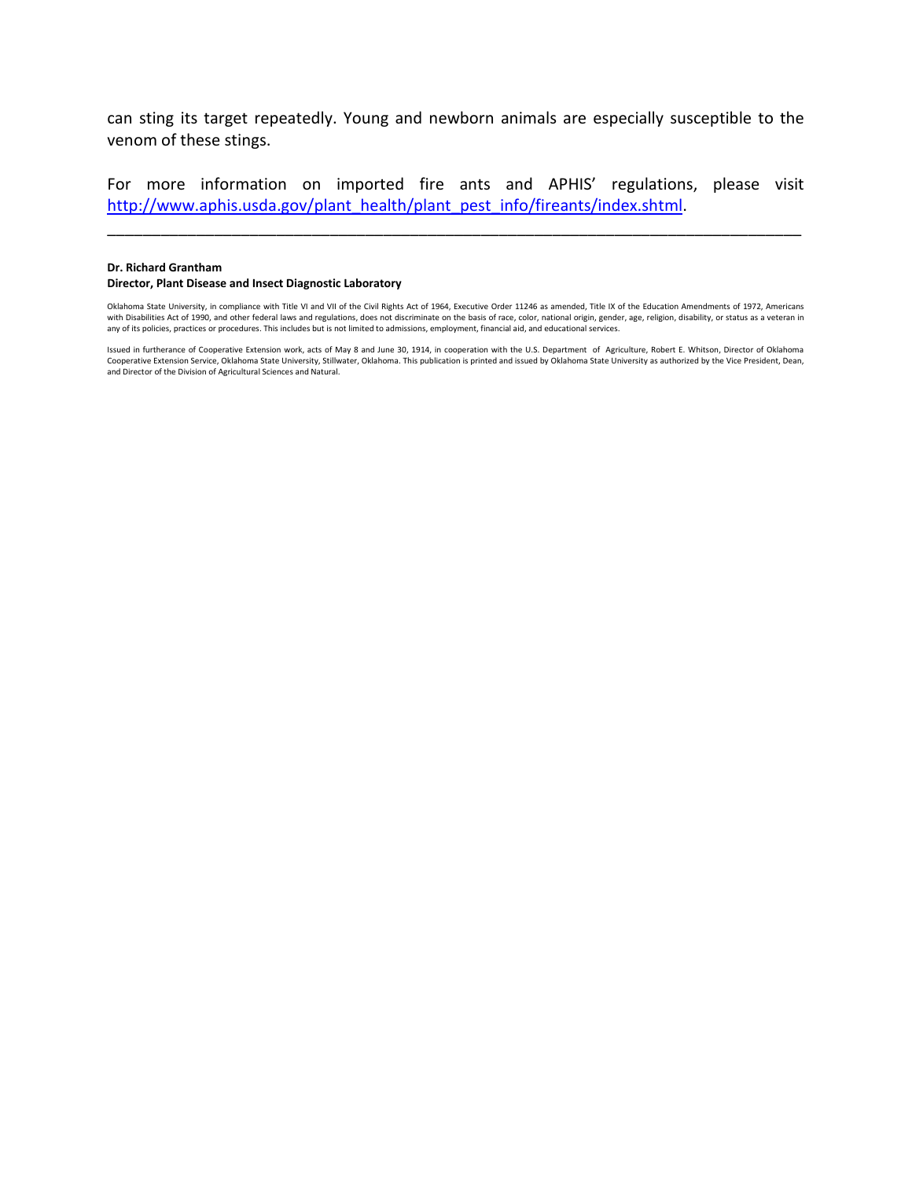can sting its target repeatedly. Young and newborn animals are especially susceptible to the venom of these stings.

For more information on imported fire ants and APHIS' regulations, please visit http://www.aphis.usda.gov/plant_health/plant_pest_info/fireants/index.shtml.

---

**Dr. Richard Grantham**
**Director, Plant Disease and Insect Diagnostic Laboratory**

Oklahoma State University, in compliance with Title VI and VII of the Civil Rights Act of 1964, Executive Order 11246 as amended, Title IX of the Education Amendments of 1972, Americans with Disabilities Act of 1990, and other federal laws and regulations, does not discriminate on the basis of race, color, national origin, gender, age, religion, disability, or status as a veteran in any of its policies, practices or procedures. This includes but is not limited to admissions, employment, financial aid, and educational services.

Issued in furtherance of Cooperative Extension work, acts of May 8 and June 30, 1914, in cooperation with the U.S. Department of Agriculture, Robert E. Whitson, Director of Oklahoma Cooperative Extension Service, Oklahoma State University, Stillwater, Oklahoma. This publication is printed and issued by Oklahoma State University as authorized by the Vice President, Dean, and Director of the Division of Agricultural Sciences and Natural.